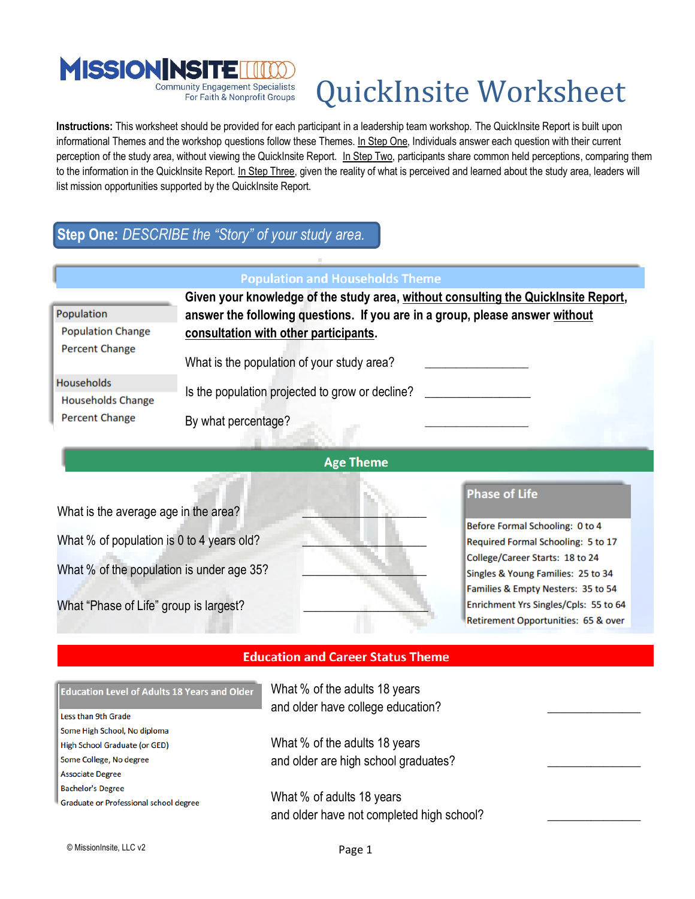# QuickInsite Worksheet

MISSIONINSITE
Community Engagement Specialists
For Faith & Nonprofit Groups

**Instructions:** This worksheet should be provided for each participant in a leadership team workshop. The QuickInsite Report is built upon informational Themes and the workshop questions follow these Themes. In Step One, Individuals answer each question with their current perception of the study area, without viewing the QuickInsite Report. In Step Two, participants share common held perceptions, comparing them to the information in the QuickInsite Report. In Step Three, given the reality of what is perceived and learned about the study area, leaders will list mission opportunities supported by the QuickInsite Report.

## Step One: *DESCRIBE the "Story" of your study area.*

### Population and Households Theme

- Population
  - Population Change
  - Percent Change
- Households
  - Households Change
  - Percent Change

**Given your knowledge of the study area, without consulting the QuickInsite Report, answer the following questions. If you are in a group, please answer without consultation with other participants.**

What is the population of your study area? ________________

Is the population projected to grow or decline? ________________

By what percentage? ________________

### Age Theme

What is the average age in the area? ________________

What % of population is 0 to 4 years old? ________________

What % of the population is under age 35? ________________

What "Phase of Life" group is largest? ________________

**Phase of Life**

- Before Formal Schooling: 0 to 4
- Required Formal Schooling: 5 to 17
- College/Career Starts: 18 to 24
- Singles & Young Families: 25 to 34
- Families & Empty Nesters: 35 to 54
- Enrichment Yrs Singles/Cpls: 55 to 64
- Retirement Opportunities: 65 & over

### Education and Career Status Theme

**Education Level of Adults 18 Years and Older**

- Less than 9th Grade
- Some High School, No diploma
- High School Graduate (or GED)
- Some College, No degree
- Associate Degree
- Bachelor's Degree
- Graduate or Professional school degree

What % of the adults 18 years and older have college education? ________________

What % of the adults 18 years and older are high school graduates? ________________

What % of adults 18 years and older have not completed high school? ________________

© MissionInsite, LLC v2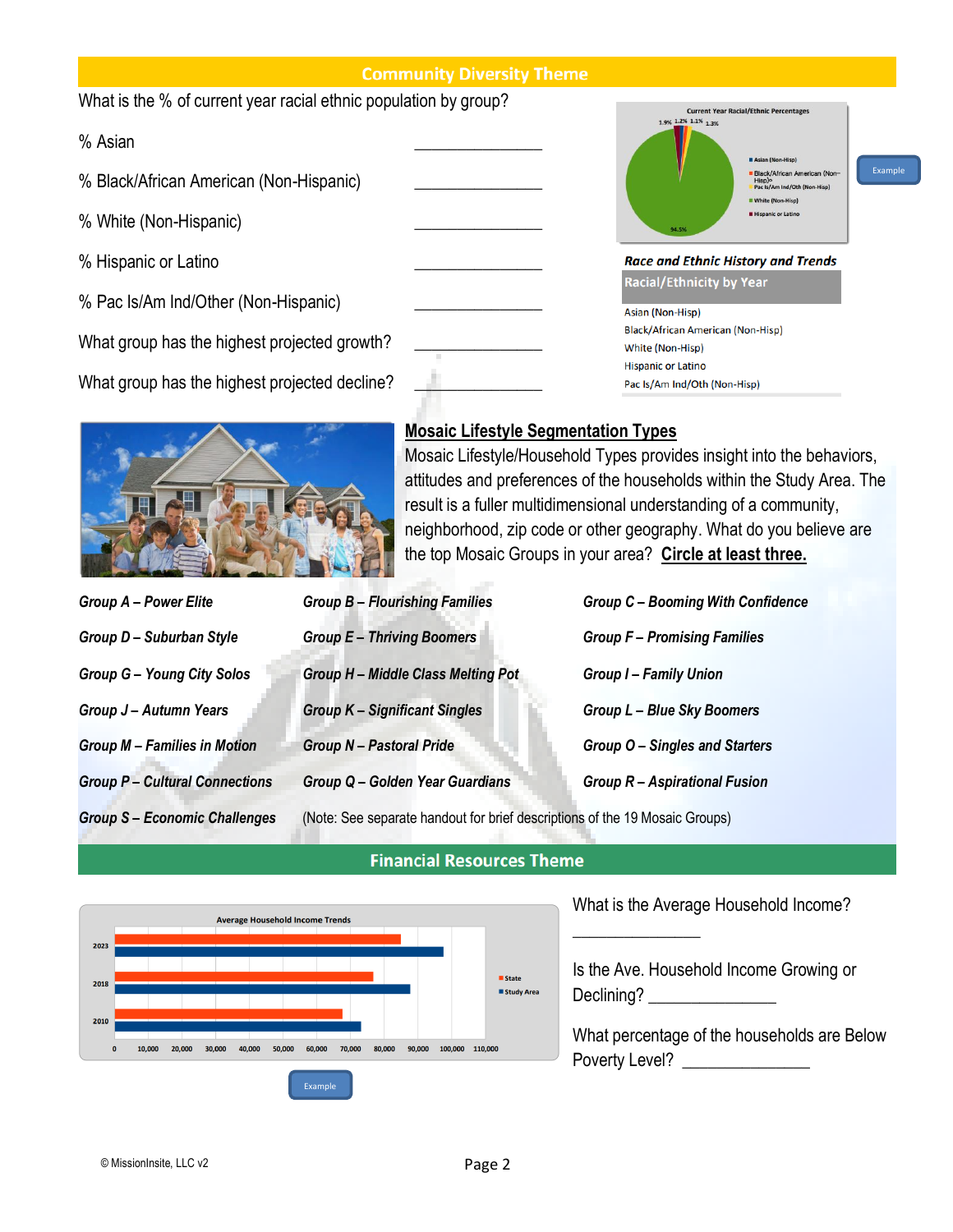## Community Diversity Theme

What is the % of current year racial ethnic population by group?

% Asian ______________

% Black/African American (Non-Hispanic) ______________

% White (Non-Hispanic) ______________

% Hispanic or Latino ______________

% Pac Is/Am Ind/Other (Non-Hispanic) ______________

What group has the highest projected growth? ______________

What group has the highest projected decline? ______________

Current Year Racial/Ethnic Percentages

1.9% 1.2% 1.1% 1.3%

94.5%

- Asian (Non-Hisp)
- Black/African American (Non-Hisp)
- Pac Is/Am Ind/Oth (Non-Hisp)
- White (Non-Hisp)
- Hispanic or Latino

Example

***Race and Ethnic History and Trends***

**Racial/Ethnicity by Year**

Asian (Non-Hisp)
Black/African American (Non-Hisp)
White (Non-Hisp)
Hispanic or Latino
Pac Is/Am Ind/Oth (Non-Hisp)

## Mosaic Lifestyle Segmentation Types

Mosaic Lifestyle/Household Types provides insight into the behaviors, attitudes and preferences of the households within the Study Area. The result is a fuller multidimensional understanding of a community, neighborhood, zip code or other geography. What do you believe are the top Mosaic Groups in your area? **Circle at least three.**

| | | |
|---|---|---|
| ***Group A – Power Elite*** | ***Group B – Flourishing Families*** | ***Group C – Booming With Confidence*** |
| ***Group D – Suburban Style*** | ***Group E – Thriving Boomers*** | ***Group F – Promising Families*** |
| ***Group G – Young City Solos*** | ***Group H – Middle Class Melting Pot*** | ***Group I – Family Union*** |
| ***Group J – Autumn Years*** | ***Group K – Significant Singles*** | ***Group L – Blue Sky Boomers*** |
| ***Group M – Families in Motion*** | ***Group N – Pastoral Pride*** | ***Group O – Singles and Starters*** |
| ***Group P – Cultural Connections*** | ***Group Q – Golden Year Guardians*** | ***Group R – Aspirational Fusion*** |
| ***Group S – Economic Challenges*** | (Note: See separate handout for brief descriptions of the 19 Mosaic Groups) | |

## Financial Resources Theme

Average Household Income Trends

Years: 2023, 2018, 2010 — State, Study Area

0, 10,000, 20,000, 30,000, 40,000, 50,000, 60,000, 70,000, 80,000, 90,000, 100,000, 110,000

Example

What is the Average Household Income? ______________

Is the Ave. Household Income Growing or Declining? ______________

What percentage of the households are Below Poverty Level? ______________

© MissionInsite, LLC v2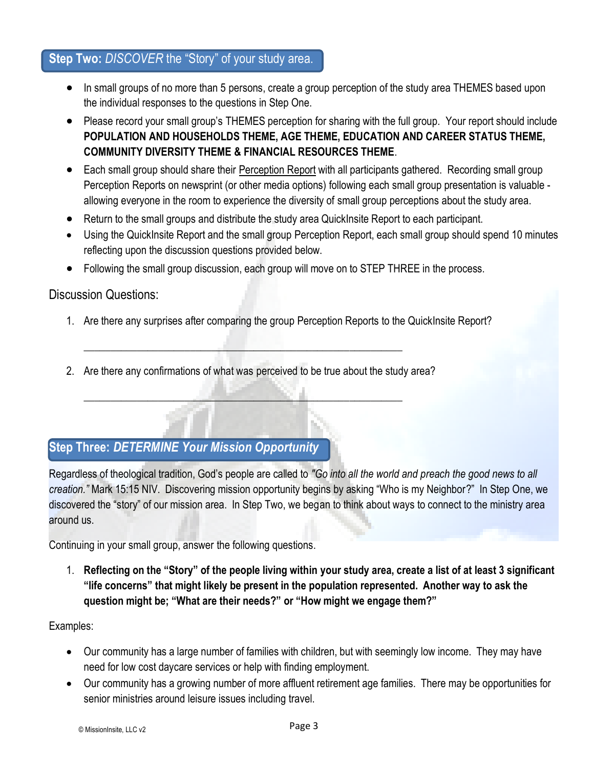## **Step Two:** *DISCOVER* the "Story" of your study area.

- In small groups of no more than 5 persons, create a group perception of the study area THEMES based upon the individual responses to the questions in Step One.
- Please record your small group's THEMES perception for sharing with the full group. Your report should include **POPULATION AND HOUSEHOLDS THEME, AGE THEME, EDUCATION AND CAREER STATUS THEME, COMMUNITY DIVERSITY THEME & FINANCIAL RESOURCES THEME**.
- Each small group should share their Perception Report with all participants gathered. Recording small group Perception Reports on newsprint (or other media options) following each small group presentation is valuable - allowing everyone in the room to experience the diversity of small group perceptions about the study area.
- Return to the small groups and distribute the study area QuickInsite Report to each participant.
- Using the QuickInsite Report and the small group Perception Report, each small group should spend 10 minutes reflecting upon the discussion questions provided below.
- Following the small group discussion, each group will move on to STEP THREE in the process.

Discussion Questions:

1. Are there any surprises after comparing the group Perception Reports to the QuickInsite Report?

   ____________________________________________________________

2. Are there any confirmations of what was perceived to be true about the study area?

   ____________________________________________________________

## **Step Three:** ***DETERMINE Your Mission Opportunity***

Regardless of theological tradition, God's people are called to *"Go into all the world and preach the good news to all creation."* Mark 15:15 NIV. Discovering mission opportunity begins by asking "Who is my Neighbor?" In Step One, we discovered the "story" of our mission area. In Step Two, we began to think about ways to connect to the ministry area around us.

Continuing in your small group, answer the following questions.

1. **Reflecting on the "Story" of the people living within your study area, create a list of at least 3 significant "life concerns" that might likely be present in the population represented. Another way to ask the question might be; "What are their needs?" or "How might we engage them?"**

Examples:

- Our community has a large number of families with children, but with seemingly low income. They may have need for low cost daycare services or help with finding employment.
- Our community has a growing number of more affluent retirement age families. There may be opportunities for senior ministries around leisure issues including travel.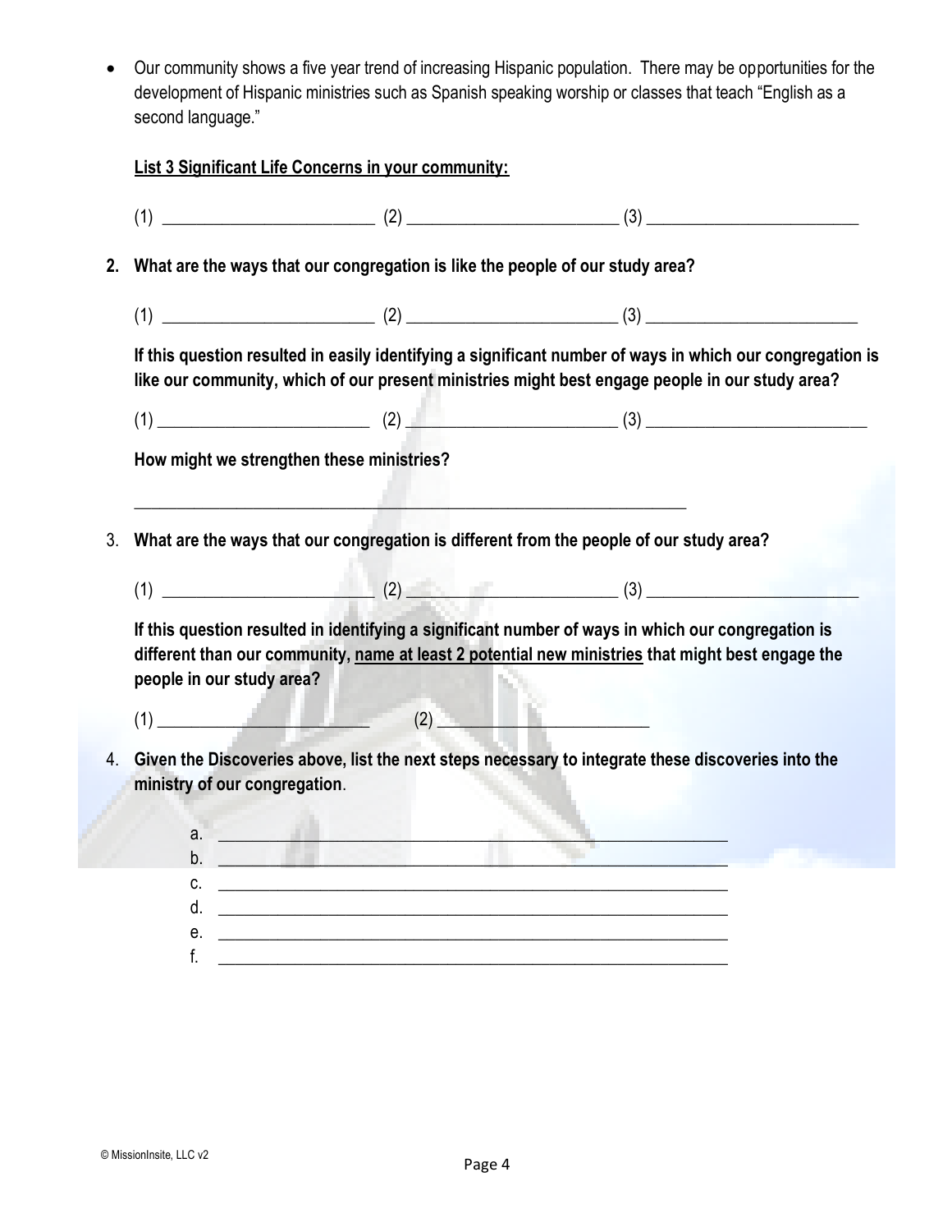- Our community shows a five year trend of increasing Hispanic population. There may be opportunities for the development of Hispanic ministries such as Spanish speaking worship or classes that teach "English as a second language."

**List 3 Significant Life Concerns in your community:**

(1) ________________________ (2) ________________________ (3) ________________________

**2. What are the ways that our congregation is like the people of our study area?**

(1) ________________________ (2) ________________________ (3) ________________________

**If this question resulted in easily identifying a significant number of ways in which our congregation is like our community, which of our present ministries might best engage people in our study area?**

(1) ________________________ (2) ________________________ (3) ________________________

**How might we strengthen these ministries?**

________________________________________________________________

3. **What are the ways that our congregation is different from the people of our study area?**

(1) ________________________ (2) ________________________ (3) ________________________

**If this question resulted in identifying a significant number of ways in which our congregation is different than our community, name at least 2 potential new ministries that might best engage the people in our study area?**

(1) ________________________ (2) ________________________

4. **Given the Discoveries above, list the next steps necessary to integrate these discoveries into the ministry of our congregation**.

   a. ____________________________________________________________
   b. ____________________________________________________________
   c. ____________________________________________________________
   d. ____________________________________________________________
   e. ____________________________________________________________
   f. ____________________________________________________________

© MissionInsite, LLC v2